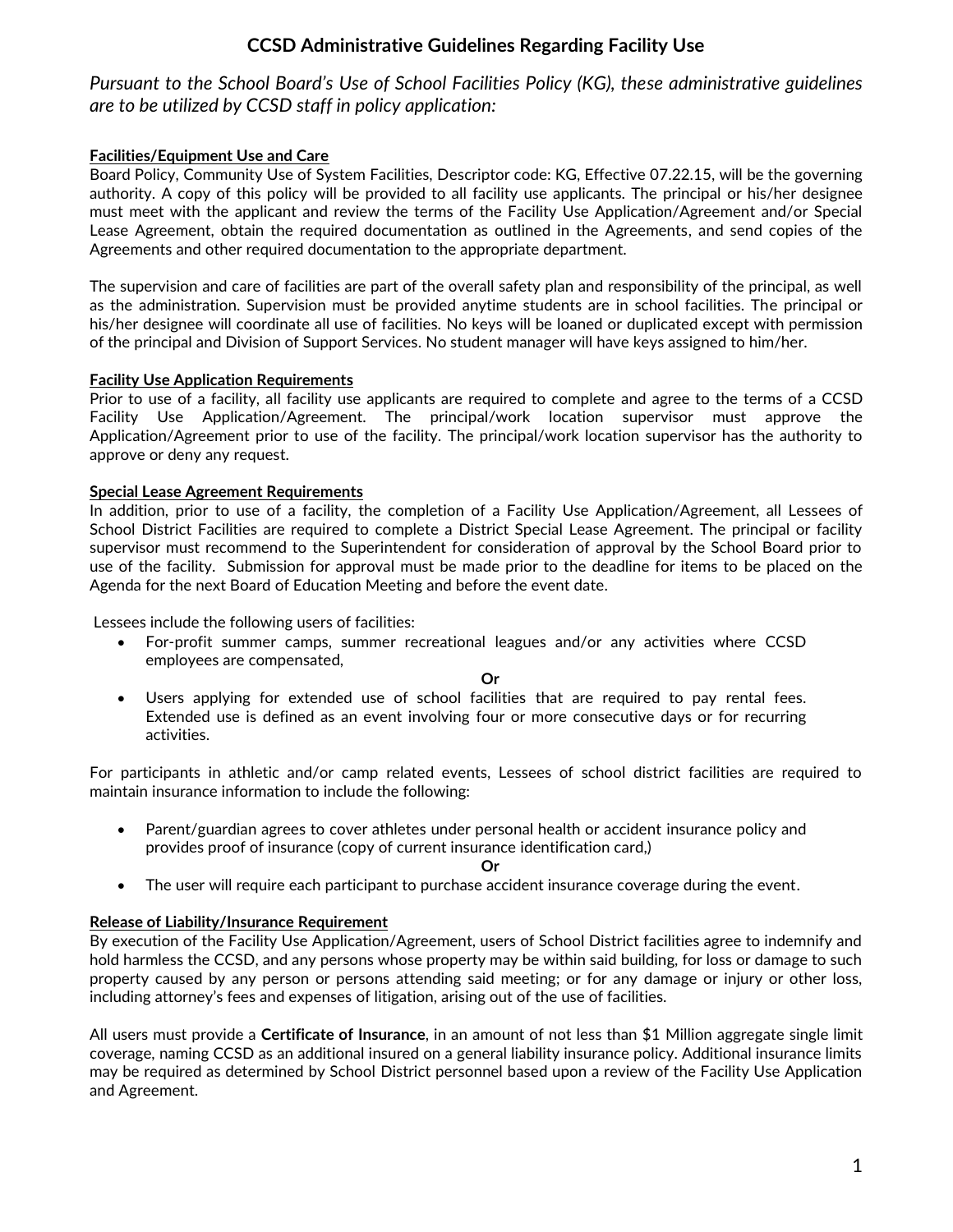# CCSD Administrative Guidelines Regarding Facility Use

*Pursuant to the School Board's Use of School Facilities Policy (KG), these administrative guidelines are to be utilized by CCSD staff in policy application:*

**Facilities/Equipment Use and Care**

Board Policy, Community Use of System Facilities, Descriptor code: KG, Effective 07.22.15, will be the governing authority. A copy of this policy will be provided to all facility use applicants. The principal or his/her designee must meet with the applicant and review the terms of the Facility Use Application/Agreement and/or Special Lease Agreement, obtain the required documentation as outlined in the Agreements, and send copies of the Agreements and other required documentation to the appropriate department.

The supervision and care of facilities are part of the overall safety plan and responsibility of the principal, as well as the administration. Supervision must be provided anytime students are in school facilities. The principal or his/her designee will coordinate all use of facilities. No keys will be loaned or duplicated except with permission of the principal and Division of Support Services. No student manager will have keys assigned to him/her.

**Facility Use Application Requirements**

Prior to use of a facility, all facility use applicants are required to complete and agree to the terms of a CCSD Facility Use Application/Agreement. The principal/work location supervisor must approve the Application/Agreement prior to use of the facility. The principal/work location supervisor has the authority to approve or deny any request.

**Special Lease Agreement Requirements**

In addition, prior to use of a facility, the completion of a Facility Use Application/Agreement, all Lessees of School District Facilities are required to complete a District Special Lease Agreement. The principal or facility supervisor must recommend to the Superintendent for consideration of approval by the School Board prior to use of the facility. Submission for approval must be made prior to the deadline for items to be placed on the Agenda for the next Board of Education Meeting and before the event date.

Lessees include the following users of facilities:

- For-profit summer camps, summer recreational leagues and/or any activities where CCSD employees are compensated,

**Or**

- Users applying for extended use of school facilities that are required to pay rental fees. Extended use is defined as an event involving four or more consecutive days or for recurring activities.

For participants in athletic and/or camp related events, Lessees of school district facilities are required to maintain insurance information to include the following:

- Parent/guardian agrees to cover athletes under personal health or accident insurance policy and provides proof of insurance (copy of current insurance identification card,)

**Or**

- The user will require each participant to purchase accident insurance coverage during the event.

**Release of Liability/Insurance Requirement**

By execution of the Facility Use Application/Agreement, users of School District facilities agree to indemnify and hold harmless the CCSD, and any persons whose property may be within said building, for loss or damage to such property caused by any person or persons attending said meeting; or for any damage or injury or other loss, including attorney's fees and expenses of litigation, arising out of the use of facilities.

All users must provide a **Certificate of Insurance**, in an amount of not less than $1 Million aggregate single limit coverage, naming CCSD as an additional insured on a general liability insurance policy. Additional insurance limits may be required as determined by School District personnel based upon a review of the Facility Use Application and Agreement.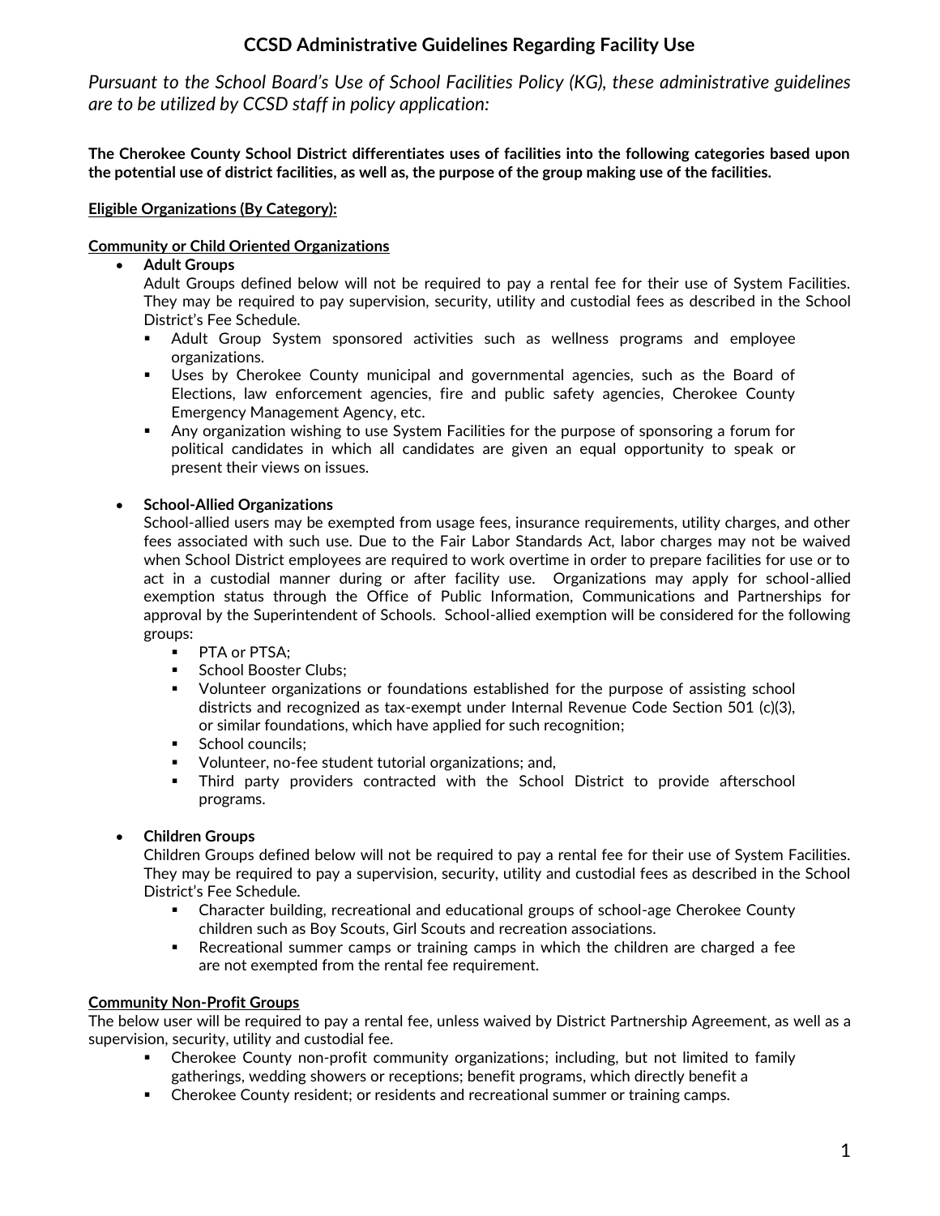# CCSD Administrative Guidelines Regarding Facility Use

*Pursuant to the School Board's Use of School Facilities Policy (KG), these administrative guidelines are to be utilized by CCSD staff in policy application:*

**The Cherokee County School District differentiates uses of facilities into the following categories based upon the potential use of district facilities, as well as, the purpose of the group making use of the facilities.**

**Eligible Organizations (By Category):**

**Community or Child Oriented Organizations**

- **Adult Groups**
  
  Adult Groups defined below will not be required to pay a rental fee for their use of System Facilities. They may be required to pay supervision, security, utility and custodial fees as described in the School District's Fee Schedule.
  - Adult Group System sponsored activities such as wellness programs and employee organizations.
  - Uses by Cherokee County municipal and governmental agencies, such as the Board of Elections, law enforcement agencies, fire and public safety agencies, Cherokee County Emergency Management Agency, etc.
  - Any organization wishing to use System Facilities for the purpose of sponsoring a forum for political candidates in which all candidates are given an equal opportunity to speak or present their views on issues.

- **School-Allied Organizations**
  
  School-allied users may be exempted from usage fees, insurance requirements, utility charges, and other fees associated with such use. Due to the Fair Labor Standards Act, labor charges may not be waived when School District employees are required to work overtime in order to prepare facilities for use or to act in a custodial manner during or after facility use. Organizations may apply for school-allied exemption status through the Office of Public Information, Communications and Partnerships for approval by the Superintendent of Schools. School-allied exemption will be considered for the following groups:
  - PTA or PTSA;
  - School Booster Clubs;
  - Volunteer organizations or foundations established for the purpose of assisting school districts and recognized as tax-exempt under Internal Revenue Code Section 501 (c)(3), or similar foundations, which have applied for such recognition;
  - School councils;
  - Volunteer, no-fee student tutorial organizations; and,
  - Third party providers contracted with the School District to provide afterschool programs.

- **Children Groups**
  
  Children Groups defined below will not be required to pay a rental fee for their use of System Facilities. They may be required to pay a supervision, security, utility and custodial fees as described in the School District's Fee Schedule.
  - Character building, recreational and educational groups of school-age Cherokee County children such as Boy Scouts, Girl Scouts and recreation associations.
  - Recreational summer camps or training camps in which the children are charged a fee are not exempted from the rental fee requirement.

**Community Non-Profit Groups**

The below user will be required to pay a rental fee, unless waived by District Partnership Agreement, as well as a supervision, security, utility and custodial fee.

- Cherokee County non-profit community organizations; including, but not limited to family gatherings, wedding showers or receptions; benefit programs, which directly benefit a
- Cherokee County resident; or residents and recreational summer or training camps.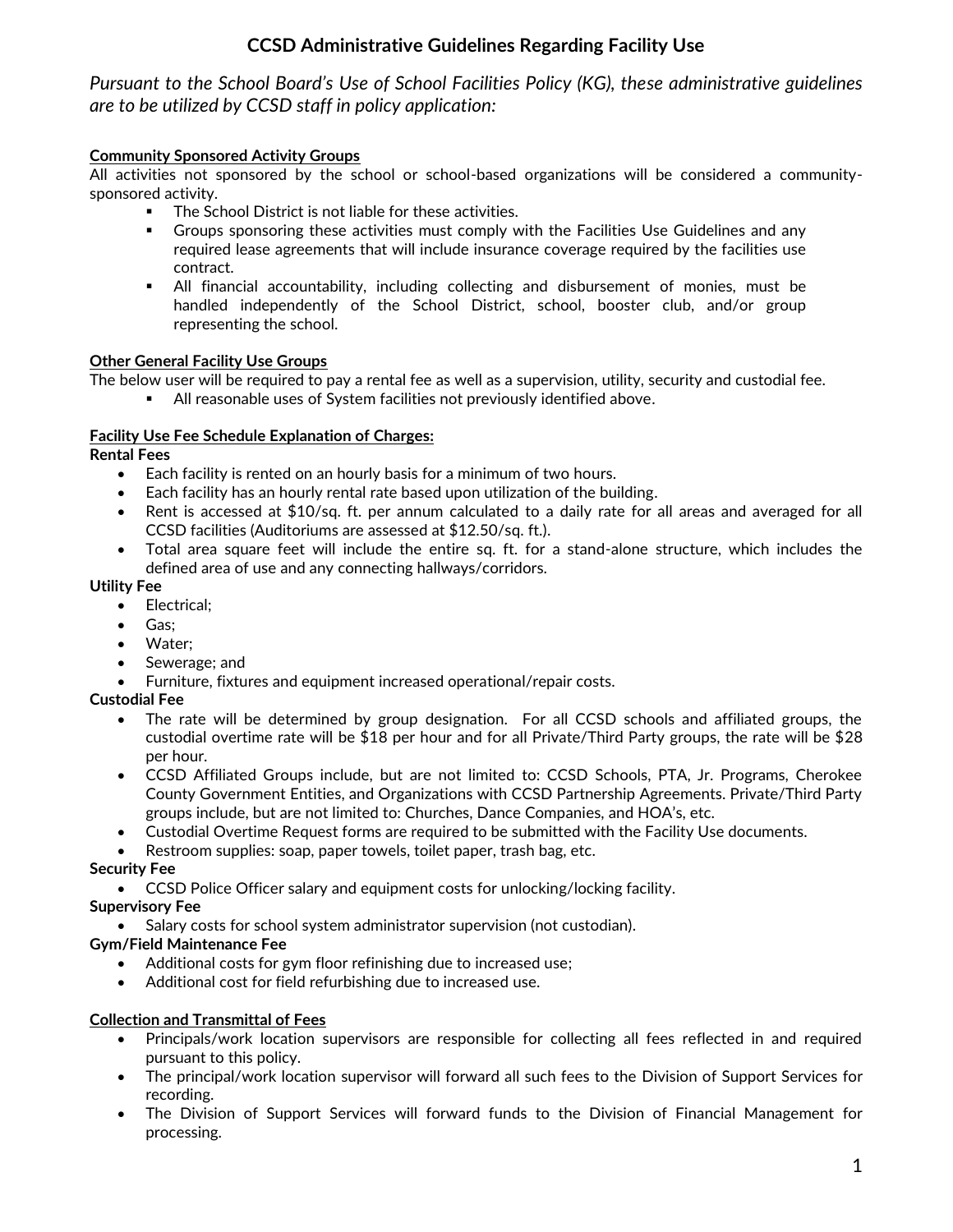# CCSD Administrative Guidelines Regarding Facility Use

*Pursuant to the School Board's Use of School Facilities Policy (KG), these administrative guidelines are to be utilized by CCSD staff in policy application:*

**Community Sponsored Activity Groups**

All activities not sponsored by the school or school-based organizations will be considered a community-sponsored activity.

- The School District is not liable for these activities.
- Groups sponsoring these activities must comply with the Facilities Use Guidelines and any required lease agreements that will include insurance coverage required by the facilities use contract.
- All financial accountability, including collecting and disbursement of monies, must be handled independently of the School District, school, booster club, and/or group representing the school.

**Other General Facility Use Groups**

The below user will be required to pay a rental fee as well as a supervision, utility, security and custodial fee.

- All reasonable uses of System facilities not previously identified above.

**Facility Use Fee Schedule Explanation of Charges:**

**Rental Fees**

- Each facility is rented on an hourly basis for a minimum of two hours.
- Each facility has an hourly rental rate based upon utilization of the building.
- Rent is accessed at $10/sq. ft. per annum calculated to a daily rate for all areas and averaged for all CCSD facilities (Auditoriums are assessed at $12.50/sq. ft.).
- Total area square feet will include the entire sq. ft. for a stand-alone structure, which includes the defined area of use and any connecting hallways/corridors.

**Utility Fee**

- Electrical;
- Gas;
- Water;
- Sewerage; and
- Furniture, fixtures and equipment increased operational/repair costs.

**Custodial Fee**

- The rate will be determined by group designation. For all CCSD schools and affiliated groups, the custodial overtime rate will be $18 per hour and for all Private/Third Party groups, the rate will be $28 per hour.
- CCSD Affiliated Groups include, but are not limited to: CCSD Schools, PTA, Jr. Programs, Cherokee County Government Entities, and Organizations with CCSD Partnership Agreements. Private/Third Party groups include, but are not limited to: Churches, Dance Companies, and HOA's, etc.
- Custodial Overtime Request forms are required to be submitted with the Facility Use documents.
- Restroom supplies: soap, paper towels, toilet paper, trash bag, etc.

**Security Fee**

- CCSD Police Officer salary and equipment costs for unlocking/locking facility.

**Supervisory Fee**

- Salary costs for school system administrator supervision (not custodian).

**Gym/Field Maintenance Fee**

- Additional costs for gym floor refinishing due to increased use;
- Additional cost for field refurbishing due to increased use.

**Collection and Transmittal of Fees**

- Principals/work location supervisors are responsible for collecting all fees reflected in and required pursuant to this policy.
- The principal/work location supervisor will forward all such fees to the Division of Support Services for recording.
- The Division of Support Services will forward funds to the Division of Financial Management for processing.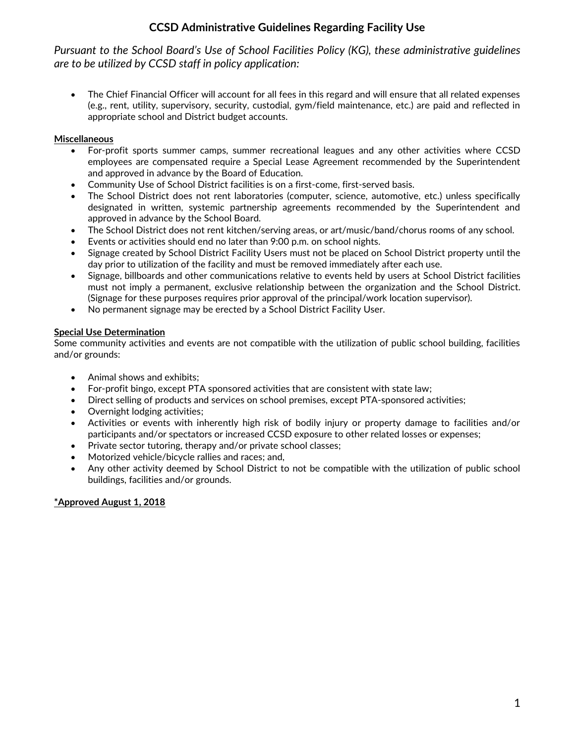# CCSD Administrative Guidelines Regarding Facility Use

*Pursuant to the School Board's Use of School Facilities Policy (KG), these administrative guidelines are to be utilized by CCSD staff in policy application:*

- The Chief Financial Officer will account for all fees in this regard and will ensure that all related expenses (e.g., rent, utility, supervisory, security, custodial, gym/field maintenance, etc.) are paid and reflected in appropriate school and District budget accounts.

**Miscellaneous**

- For-profit sports summer camps, summer recreational leagues and any other activities where CCSD employees are compensated require a Special Lease Agreement recommended by the Superintendent and approved in advance by the Board of Education.
- Community Use of School District facilities is on a first-come, first-served basis.
- The School District does not rent laboratories (computer, science, automotive, etc.) unless specifically designated in written, systemic partnership agreements recommended by the Superintendent and approved in advance by the School Board.
- The School District does not rent kitchen/serving areas, or art/music/band/chorus rooms of any school.
- Events or activities should end no later than 9:00 p.m. on school nights.
- Signage created by School District Facility Users must not be placed on School District property until the day prior to utilization of the facility and must be removed immediately after each use.
- Signage, billboards and other communications relative to events held by users at School District facilities must not imply a permanent, exclusive relationship between the organization and the School District. (Signage for these purposes requires prior approval of the principal/work location supervisor).
- No permanent signage may be erected by a School District Facility User.

**Special Use Determination**

Some community activities and events are not compatible with the utilization of public school building, facilities and/or grounds:

- Animal shows and exhibits;
- For-profit bingo, except PTA sponsored activities that are consistent with state law;
- Direct selling of products and services on school premises, except PTA-sponsored activities;
- Overnight lodging activities;
- Activities or events with inherently high risk of bodily injury or property damage to facilities and/or participants and/or spectators or increased CCSD exposure to other related losses or expenses;
- Private sector tutoring, therapy and/or private school classes;
- Motorized vehicle/bicycle rallies and races; and,
- Any other activity deemed by School District to not be compatible with the utilization of public school buildings, facilities and/or grounds.

**\*Approved August 1, 2018**